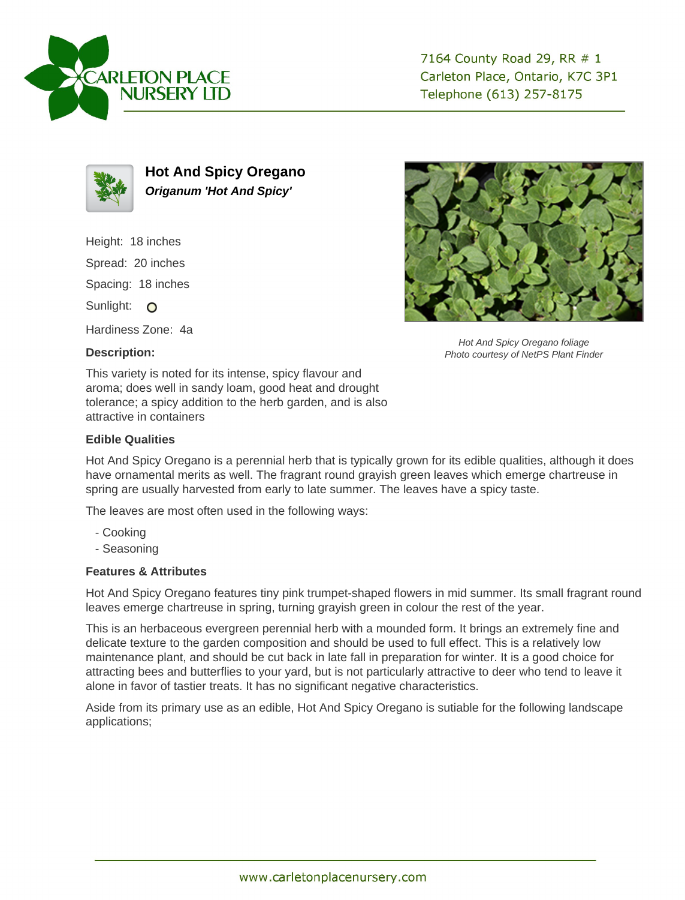CARLETON PLACE NURSERY LTD

7164 County Road 29, RR # 1
Carleton Place, Ontario, K7C 3P1
Telephone (613) 257-8175

## Hot And Spicy Oregano

***Origanum 'Hot And Spicy'***

Height: 18 inches

Spread: 20 inches

Spacing: 18 inches

Sunlight: O

Hardiness Zone: 4a

*Hot And Spicy Oregano foliage*
*Photo courtesy of NetPS Plant Finder*

### Description:

This variety is noted for its intense, spicy flavour and aroma; does well in sandy loam, good heat and drought tolerance; a spicy addition to the herb garden, and is also attractive in containers

### Edible Qualities

Hot And Spicy Oregano is a perennial herb that is typically grown for its edible qualities, although it does have ornamental merits as well. The fragrant round grayish green leaves which emerge chartreuse in spring are usually harvested from early to late summer. The leaves have a spicy taste.

The leaves are most often used in the following ways:

- Cooking
- Seasoning

### Features & Attributes

Hot And Spicy Oregano features tiny pink trumpet-shaped flowers in mid summer. Its small fragrant round leaves emerge chartreuse in spring, turning grayish green in colour the rest of the year.

This is an herbaceous evergreen perennial herb with a mounded form. It brings an extremely fine and delicate texture to the garden composition and should be used to full effect. This is a relatively low maintenance plant, and should be cut back in late fall in preparation for winter. It is a good choice for attracting bees and butterflies to your yard, but is not particularly attractive to deer who tend to leave it alone in favor of tastier treats. It has no significant negative characteristics.

Aside from its primary use as an edible, Hot And Spicy Oregano is sutiable for the following landscape applications;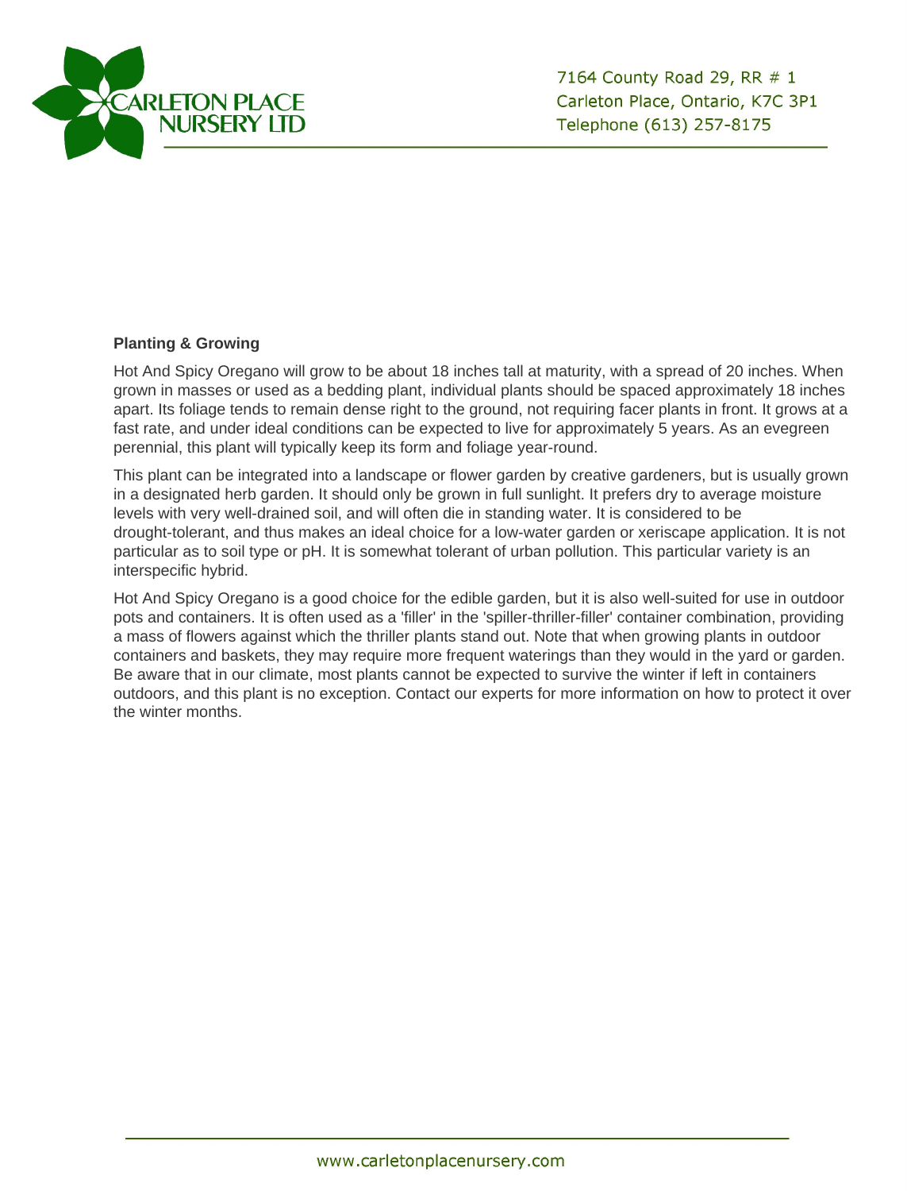**Planting & Growing**

Hot And Spicy Oregano will grow to be about 18 inches tall at maturity, with a spread of 20 inches. When grown in masses or used as a bedding plant, individual plants should be spaced approximately 18 inches apart. Its foliage tends to remain dense right to the ground, not requiring facer plants in front. It grows at a fast rate, and under ideal conditions can be expected to live for approximately 5 years. As an evegreen perennial, this plant will typically keep its form and foliage year-round.

This plant can be integrated into a landscape or flower garden by creative gardeners, but is usually grown in a designated herb garden. It should only be grown in full sunlight. It prefers dry to average moisture levels with very well-drained soil, and will often die in standing water. It is considered to be drought-tolerant, and thus makes an ideal choice for a low-water garden or xeriscape application. It is not particular as to soil type or pH. It is somewhat tolerant of urban pollution. This particular variety is an interspecific hybrid.

Hot And Spicy Oregano is a good choice for the edible garden, but it is also well-suited for use in outdoor pots and containers. It is often used as a 'filler' in the 'spiller-thriller-filler' container combination, providing a mass of flowers against which the thriller plants stand out. Note that when growing plants in outdoor containers and baskets, they may require more frequent waterings than they would in the yard or garden. Be aware that in our climate, most plants cannot be expected to survive the winter if left in containers outdoors, and this plant is no exception. Contact our experts for more information on how to protect it over the winter months.